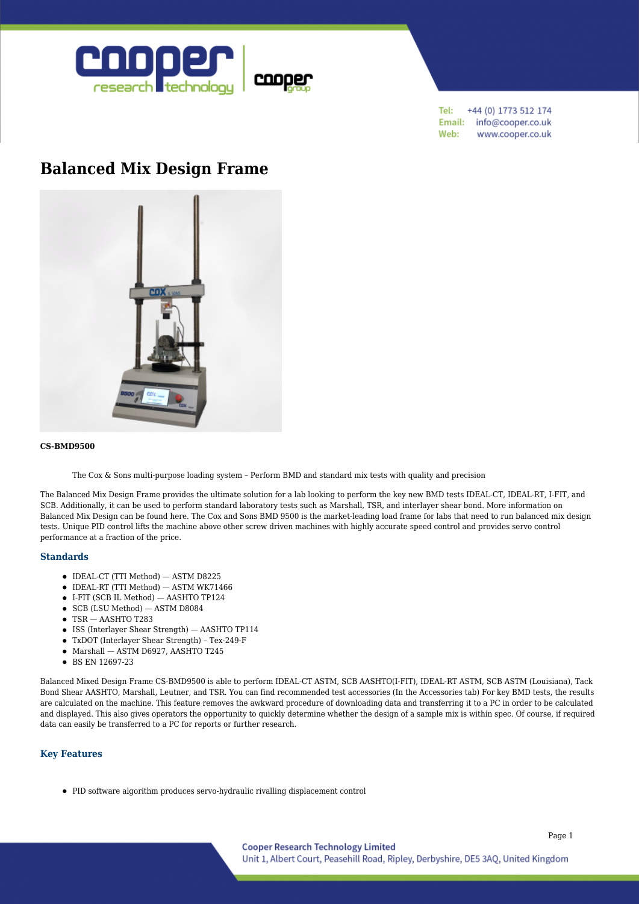# Balanced Mix Design Frame

**CS-BMD9500**

The Cox & Sons multi-purpose loading system – Perform BMD and standard mix tests with quality and precision

The Balanced Mix Design Frame provides the ultimate solution for a lab looking to perform the key new BMD tests IDEAL-CT, IDEAL-RT, I-FIT, and SCB. Additionally, it can be used to perform standard laboratory tests such as Marshall, TSR, and interlayer shear bond. More information on Balanced Mix Design can be found here. The Cox and Sons BMD 9500 is the market-leading load frame for labs that need to run balanced mix design tests. Unique PID control lifts the machine above other screw driven machines with highly accurate speed control and provides servo control performance at a fraction of the price.

## Standards

- IDEAL-CT (TTI Method) — ASTM D8225
- IDEAL-RT (TTI Method) — ASTM WK71466
- I-FIT (SCB IL Method) — AASHTO TP124
- SCB (LSU Method) — ASTM D8084
- TSR — AASHTO T283
- ISS (Interlayer Shear Strength) — AASHTO TP114
- TxDOT (Interlayer Shear Strength) – Tex-249-F
- Marshall — ASTM D6927, AASHTO T245
- BS EN 12697-23

Balanced Mixed Design Frame CS-BMD9500 is able to perform IDEAL-CT ASTM, SCB AASHTO(I-FIT), IDEAL-RT ASTM, SCB ASTM (Louisiana), Tack Bond Shear AASHTO, Marshall, Leutner, and TSR. You can find recommended test accessories (In the Accessories tab) For key BMD tests, the results are calculated on the machine. This feature removes the awkward procedure of downloading data and transferring it to a PC in order to be calculated and displayed. This also gives operators the opportunity to quickly determine whether the design of a sample mix is within spec. Of course, if required data can easily be transferred to a PC for reports or further research.

## Key Features

- PID software algorithm produces servo-hydraulic rivalling displacement control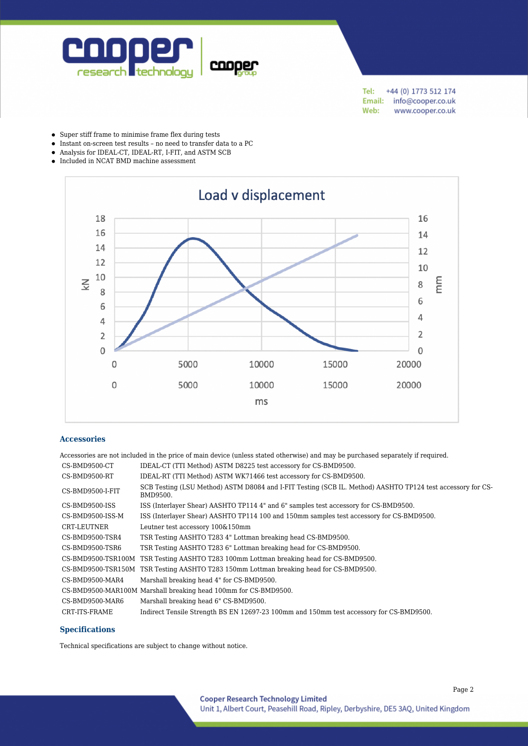- Super stiff frame to minimise frame flex during tests
- Instant on-screen test results – no need to transfer data to a PC
- Analysis for IDEAL-CT, IDEAL-RT, I-FIT, and ASTM SCB
- Included in NCAT BMD machine assessment

Load v displacement

kN
18
16
14
12
10
8
6
4
2
0

mm
16
14
12
10
8
6
4
2
0

0 5000 10000 15000 20000

0 5000 10000 15000 20000

ms

### Accessories

Accessories are not included in the price of main device (unless stated otherwise) and may be purchased separately if required.

| | |
|---|---|
| CS-BMD9500-CT | IDEAL-CT (TTI Method) ASTM D8225 test accessory for CS-BMD9500. |
| CS-BMD9500-RT | IDEAL-RT (TTI Method) ASTM WK71466 test accessory for CS-BMD9500. |
| CS-BMD9500-I-FIT | SCB Testing (LSU Method) ASTM D8084 and I-FIT Testing (SCB IL. Method) AASHTO TP124 test accessory for CS-BMD9500. |
| CS-BMD9500-ISS | ISS (Interlayer Shear) AASHTO TP114 4" and 6" samples test accessory for CS-BMD9500. |
| CS-BMD9500-ISS-M | ISS (Interlayer Shear) AASHTO TP114 100 and 150mm samples test accessory for CS-BMD9500. |
| CRT-LEUTNER | Leutner test accessory 100&150mm |
| CS-BMD9500-TSR4 | TSR Testing AASHTO T283 4" Lottman breaking head CS-BMD9500. |
| CS-BMD9500-TSR6 | TSR Testing AASHTO T283 6" Lottman breaking head CS-BMD9500. |
| CS-BMD9500-TSR100M | TSR Testing AASHTO T283 100mm Lottman breaking head for CS-BMD9500. |
| CS-BMD9500-TSR150M | TSR Testing AASHTO T283 150mm Lottman breaking head for CS-BMD9500. |
| CS-BMD9500-MAR4 | Marshall breaking head 4" for CS-BMD9500. |
| CS-BMD9500-MAR100M | Marshall breaking head 100mm for CS-BMD9500. |
| CS-BMD9500-MAR6 | Marshall breaking head 6" CS-BMD9500. |
| CRT-ITS-FRAME | Indirect Tensile Strength BS EN 12697-23 100mm and 150mm test accessory for CS-BMD9500. |

### Specifications

Technical specifications are subject to change without notice.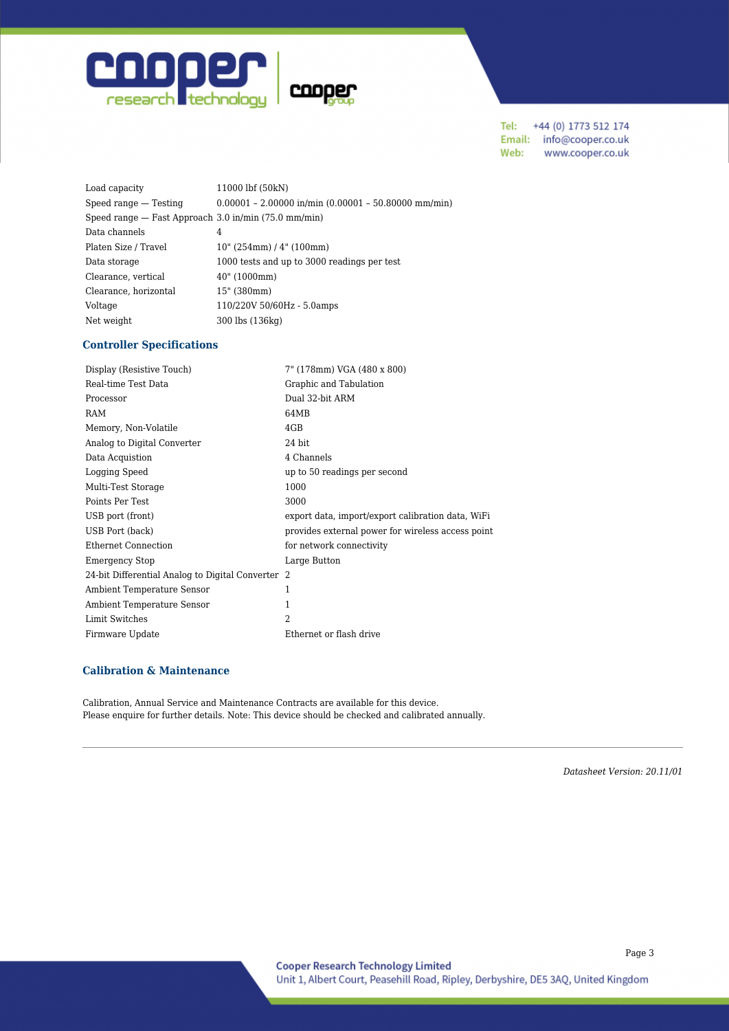| | |
|---|---|
| Load capacity | 11000 lbf (50kN) |
| Speed range — Testing | 0.00001 – 2.00000 in/min (0.00001 – 50.80000 mm/min) |
| Speed range — Fast Approach | 3.0 in/min (75.0 mm/min) |
| Data channels | 4 |
| Platen Size / Travel | 10" (254mm) / 4" (100mm) |
| Data storage | 1000 tests and up to 3000 readings per test |
| Clearance, vertical | 40" (1000mm) |
| Clearance, horizontal | 15" (380mm) |
| Voltage | 110/220V 50/60Hz - 5.0amps |
| Net weight | 300 lbs (136kg) |

### Controller Specifications

| | |
|---|---|
| Display (Resistive Touch) | 7" (178mm) VGA (480 x 800) |
| Real-time Test Data | Graphic and Tabulation |
| Processor | Dual 32-bit ARM |
| RAM | 64MB |
| Memory, Non-Volatile | 4GB |
| Analog to Digital Converter | 24 bit |
| Data Acquistion | 4 Channels |
| Logging Speed | up to 50 readings per second |
| Multi-Test Storage | 1000 |
| Points Per Test | 3000 |
| USB port (front) | export data, import/export calibration data, WiFi |
| USB Port (back) | provides external power for wireless access point |
| Ethernet Connection | for network connectivity |
| Emergency Stop | Large Button |
| 24-bit Differential Analog to Digital Converter | 2 |
| Ambient Temperature Sensor | 1 |
| Ambient Temperature Sensor | 1 |
| Limit Switches | 2 |
| Firmware Update | Ethernet or flash drive |

### Calibration & Maintenance

Calibration, Annual Service and Maintenance Contracts are available for this device.
Please enquire for further details. Note: This device should be checked and calibrated annually.

---

*Datasheet Version: 20.11/01*